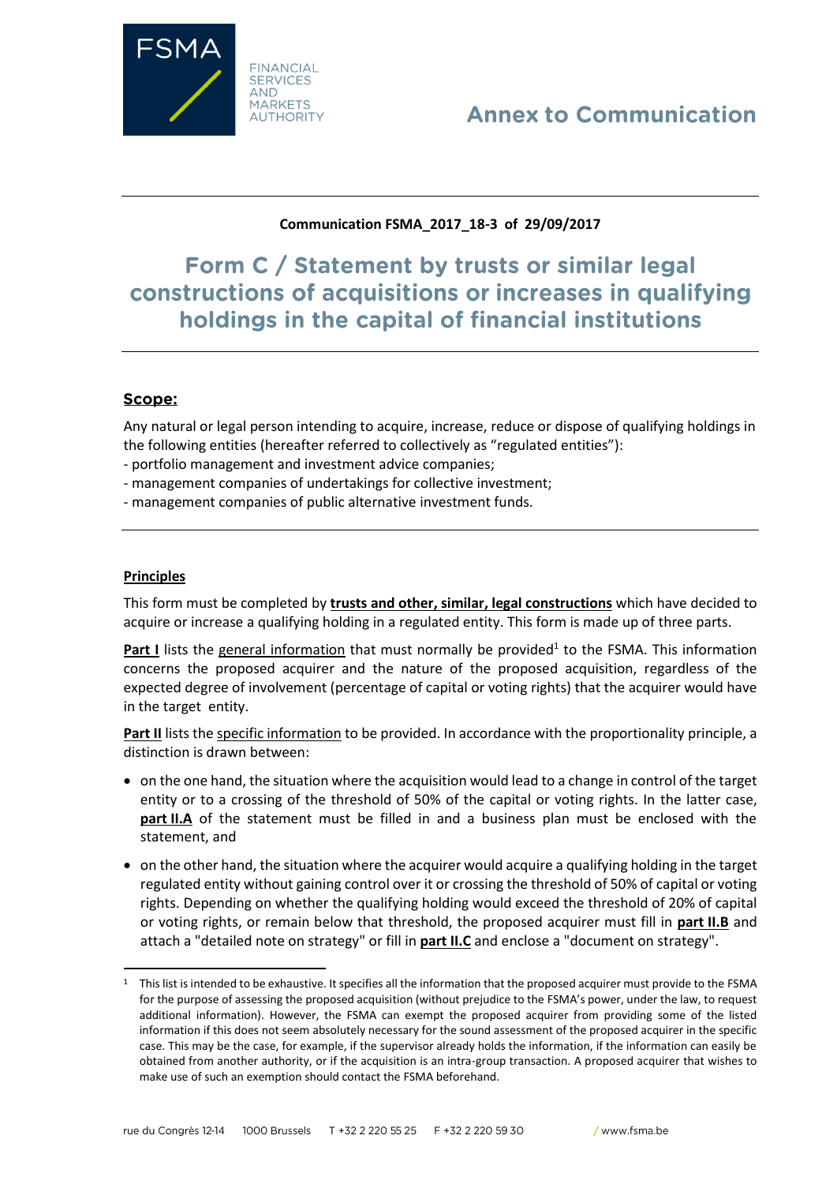FSMA

FINANCIAL SERVICES AND MARKETS AUTHORITY

# Annex to Communication

**Communication FSMA_2017_18-3 of 29/09/2017**

# Form C / Statement by trusts or similar legal constructions of acquisitions or increases in qualifying holdings in the capital of financial institutions

## Scope:

Any natural or legal person intending to acquire, increase, reduce or dispose of qualifying holdings in the following entities (hereafter referred to collectively as "regulated entities"):
- portfolio management and investment advice companies;
- management companies of undertakings for collective investment;
- management companies of public alternative investment funds.

### Principles

This form must be completed by **trusts and other, similar, legal constructions** which have decided to acquire or increase a qualifying holding in a regulated entity. This form is made up of three parts.

**Part I** lists the general information that must normally be provided[1] to the FSMA. This information concerns the proposed acquirer and the nature of the proposed acquisition, regardless of the expected degree of involvement (percentage of capital or voting rights) that the acquirer would have in the target entity.

**Part II** lists the specific information to be provided. In accordance with the proportionality principle, a distinction is drawn between:

- on the one hand, the situation where the acquisition would lead to a change in control of the target entity or to a crossing of the threshold of 50% of the capital or voting rights. In the latter case, **part II.A** of the statement must be filled in and a business plan must be enclosed with the statement, and
- on the other hand, the situation where the acquirer would acquire a qualifying holding in the target regulated entity without gaining control over it or crossing the threshold of 50% of capital or voting rights. Depending on whether the qualifying holding would exceed the threshold of 20% of capital or voting rights, or remain below that threshold, the proposed acquirer must fill in **part II.B** and attach a "detailed note on strategy" or fill in **part II.C** and enclose a "document on strategy".

[1] This list is intended to be exhaustive. It specifies all the information that the proposed acquirer must provide to the FSMA for the purpose of assessing the proposed acquisition (without prejudice to the FSMA's power, under the law, to request additional information). However, the FSMA can exempt the proposed acquirer from providing some of the listed information if this does not seem absolutely necessary for the sound assessment of the proposed acquirer in the specific case. This may be the case, for example, if the supervisor already holds the information, if the information can easily be obtained from another authority, or if the acquisition is an intra-group transaction. A proposed acquirer that wishes to make use of such an exemption should contact the FSMA beforehand.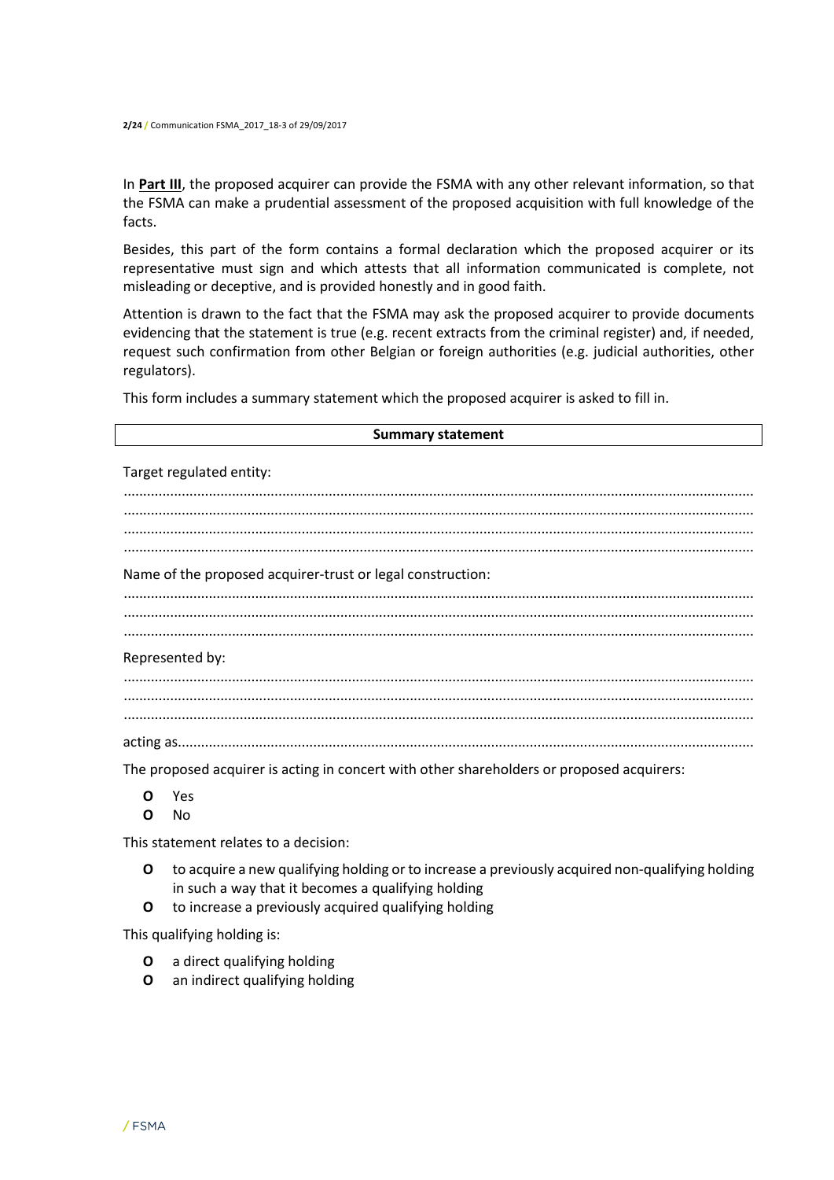In **Part III**, the proposed acquirer can provide the FSMA with any other relevant information, so that the FSMA can make a prudential assessment of the proposed acquisition with full knowledge of the facts.

Besides, this part of the form contains a formal declaration which the proposed acquirer or its representative must sign and which attests that all information communicated is complete, not misleading or deceptive, and is provided honestly and in good faith.

Attention is drawn to the fact that the FSMA may ask the proposed acquirer to provide documents evidencing that the statement is true (e.g. recent extracts from the criminal register) and, if needed, request such confirmation from other Belgian or foreign authorities (e.g. judicial authorities, other regulators).

This form includes a summary statement which the proposed acquirer is asked to fill in.

**Summary statement**

Target regulated entity:

..................................................................................................................................................

..................................................................................................................................................

..................................................................................................................................................

..................................................................................................................................................

Name of the proposed acquirer-trust or legal construction:

..................................................................................................................................................

..................................................................................................................................................

..................................................................................................................................................

Represented by:

..................................................................................................................................................

..................................................................................................................................................

..................................................................................................................................................

acting as..................................................................................................................................

The proposed acquirer is acting in concert with other shareholders or proposed acquirers:

- **O** Yes
- **O** No

This statement relates to a decision:

- **O** to acquire a new qualifying holding or to increase a previously acquired non-qualifying holding in such a way that it becomes a qualifying holding
- **O** to increase a previously acquired qualifying holding

This qualifying holding is:

- **O** a direct qualifying holding
- **O** an indirect qualifying holding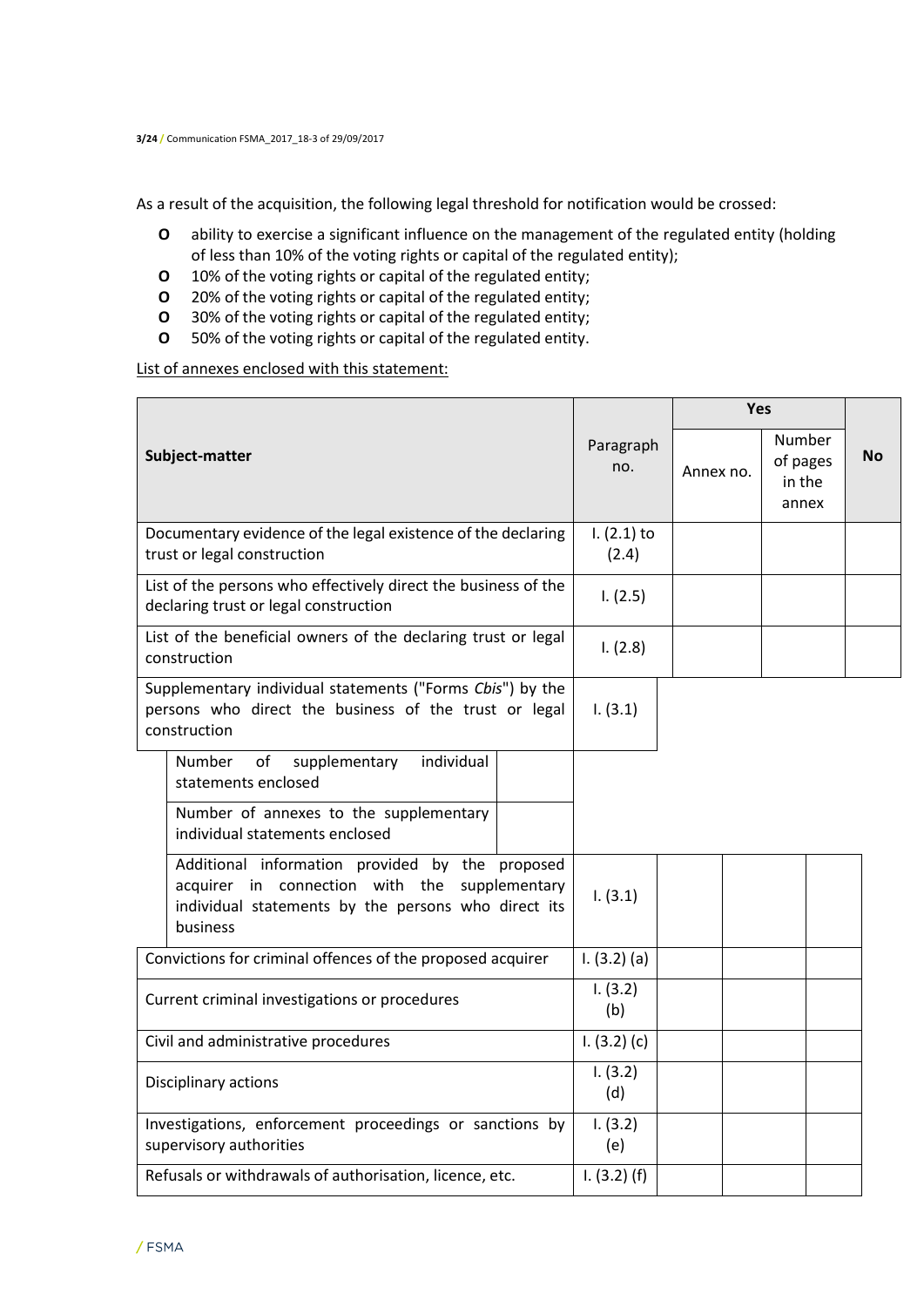As a result of the acquisition, the following legal threshold for notification would be crossed:

- ability to exercise a significant influence on the management of the regulated entity (holding of less than 10% of the voting rights or capital of the regulated entity);
- 10% of the voting rights or capital of the regulated entity;
- 20% of the voting rights or capital of the regulated entity;
- 30% of the voting rights or capital of the regulated entity;
- 50% of the voting rights or capital of the regulated entity.

List of annexes enclosed with this statement:

| Subject-matter | Paragraph no. | Yes | | No |
|---|---|---|---|---|
| | | Annex no. | Number of pages in the annex | |
| Documentary evidence of the legal existence of the declaring trust or legal construction | I. (2.1) to (2.4) | | | |
| List of the persons who effectively direct the business of the declaring trust or legal construction | I. (2.5) | | | |
| List of the beneficial owners of the declaring trust or legal construction | I. (2.8) | | | |
| Supplementary individual statements ("Forms *Cbis*") by the persons who direct the business of the trust or legal construction | I. (3.1) | | | |
| Number of supplementary individual statements enclosed | | | | |
| Number of annexes to the supplementary individual statements enclosed | | | | |
| Additional information provided by the proposed acquirer in connection with the supplementary individual statements by the persons who direct its business | I. (3.1) | | | |
| Convictions for criminal offences of the proposed acquirer | I. (3.2) (a) | | | |
| Current criminal investigations or procedures | I. (3.2) (b) | | | |
| Civil and administrative procedures | I. (3.2) (c) | | | |
| Disciplinary actions | I. (3.2) (d) | | | |
| Investigations, enforcement proceedings or sanctions by supervisory authorities | I. (3.2) (e) | | | |
| Refusals or withdrawals of authorisation, licence, etc. | I. (3.2) (f) | | | |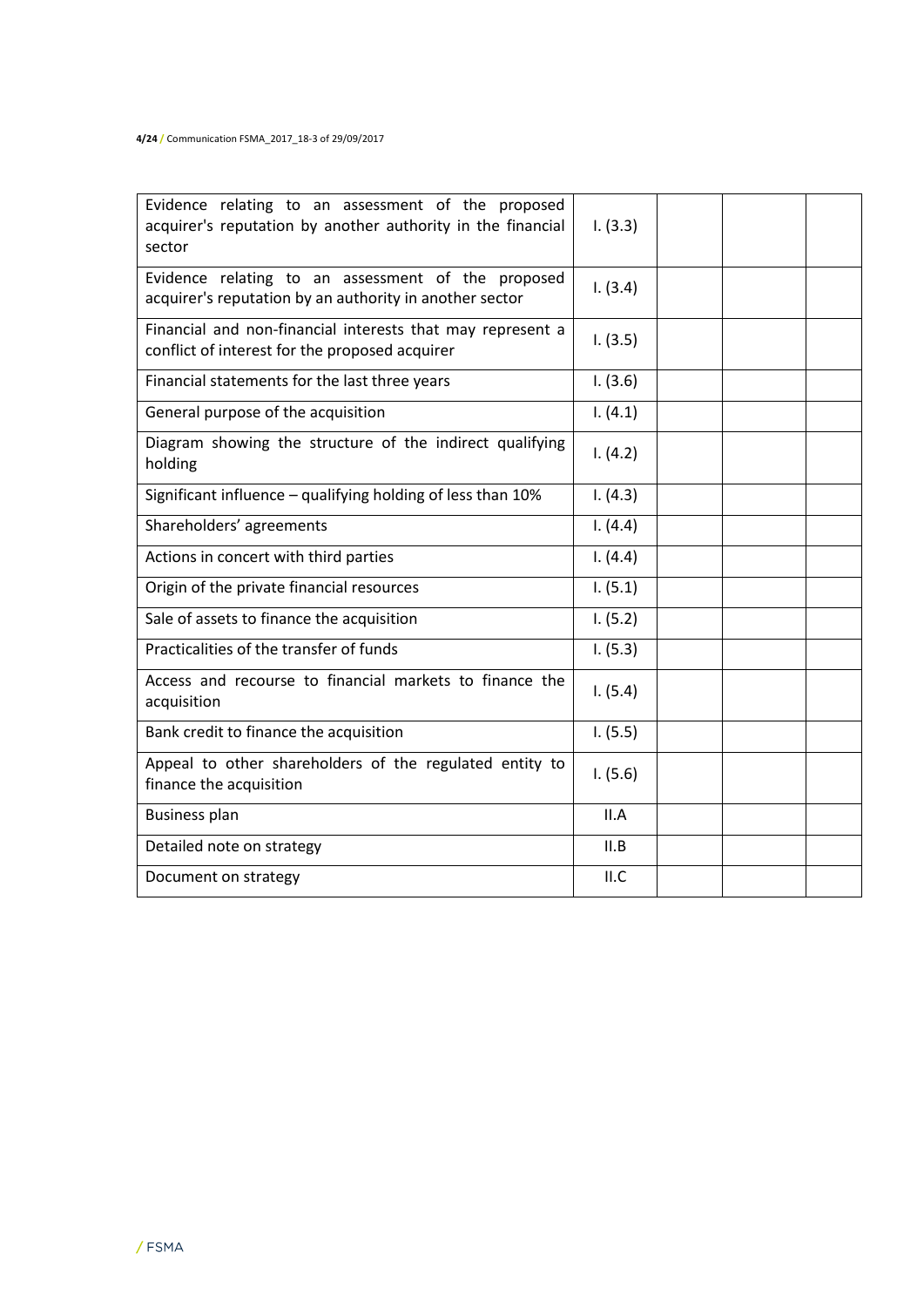| | | | | |
|---|---|---|---|---|
| Evidence relating to an assessment of the proposed acquirer's reputation by another authority in the financial sector | I. (3.3) | | | |
| Evidence relating to an assessment of the proposed acquirer's reputation by an authority in another sector | I. (3.4) | | | |
| Financial and non-financial interests that may represent a conflict of interest for the proposed acquirer | I. (3.5) | | | |
| Financial statements for the last three years | I. (3.6) | | | |
| General purpose of the acquisition | I. (4.1) | | | |
| Diagram showing the structure of the indirect qualifying holding | I. (4.2) | | | |
| Significant influence – qualifying holding of less than 10% | I. (4.3) | | | |
| Shareholders' agreements | I. (4.4) | | | |
| Actions in concert with third parties | I. (4.4) | | | |
| Origin of the private financial resources | I. (5.1) | | | |
| Sale of assets to finance the acquisition | I. (5.2) | | | |
| Practicalities of the transfer of funds | I. (5.3) | | | |
| Access and recourse to financial markets to finance the acquisition | I. (5.4) | | | |
| Bank credit to finance the acquisition | I. (5.5) | | | |
| Appeal to other shareholders of the regulated entity to finance the acquisition | I. (5.6) | | | |
| Business plan | II.A | | | |
| Detailed note on strategy | II.B | | | |
| Document on strategy | II.C | | | |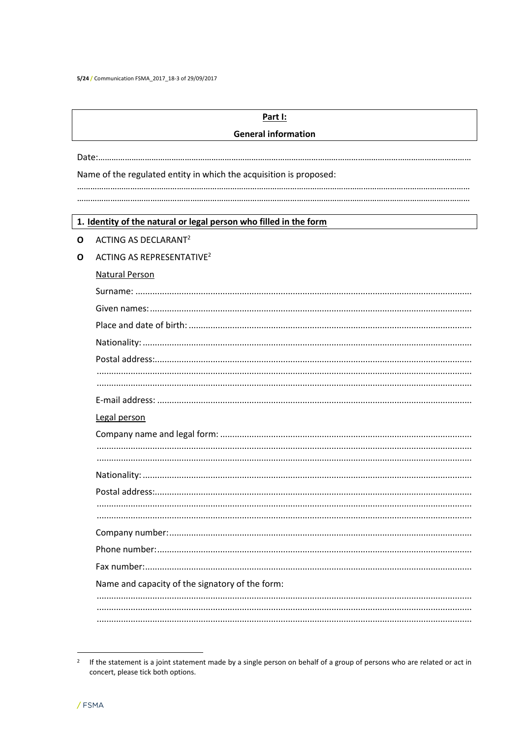**Part I:**

**General information**

Date:……………………………………………………………………………………………………………………………………………

Name of the regulated entity in which the acquisition is proposed:

……………………………………………………………………………………………………………………………………………………

……………………………………………………………………………………………………………………………………………………

**1. Identity of the natural or legal person who filled in the form**

O ACTING AS DECLARANT[2]

O ACTING AS REPRESENTATIVE[2]

Natural Person

Surname: ……………………………………………………………………………………………………………………

Given names: ………………………………………………………………………………………………………………

Place and date of birth: …………………………………………………………………………………………………

Nationality: …………………………………………………………………………………………………………………

Postal address:……………………………………………………………………………………………………………

…………………………………………………………………………………………………………………………………

…………………………………………………………………………………………………………………………………

E-mail address: ……………………………………………………………………………………………………………

Legal person

Company name and legal form: ……………………………………………………………………………………

…………………………………………………………………………………………………………………………………

…………………………………………………………………………………………………………………………………

Nationality: …………………………………………………………………………………………………………………

Postal address:……………………………………………………………………………………………………………

…………………………………………………………………………………………………………………………………

…………………………………………………………………………………………………………………………………

Company number:…………………………………………………………………………………………………………

Phone number:……………………………………………………………………………………………………………

Fax number:…………………………………………………………………………………………………………………

Name and capacity of the signatory of the form:

…………………………………………………………………………………………………………………………………

…………………………………………………………………………………………………………………………………

…………………………………………………………………………………………………………………………………

---

[2] If the statement is a joint statement made by a single person on behalf of a group of persons who are related or act in concert, please tick both options.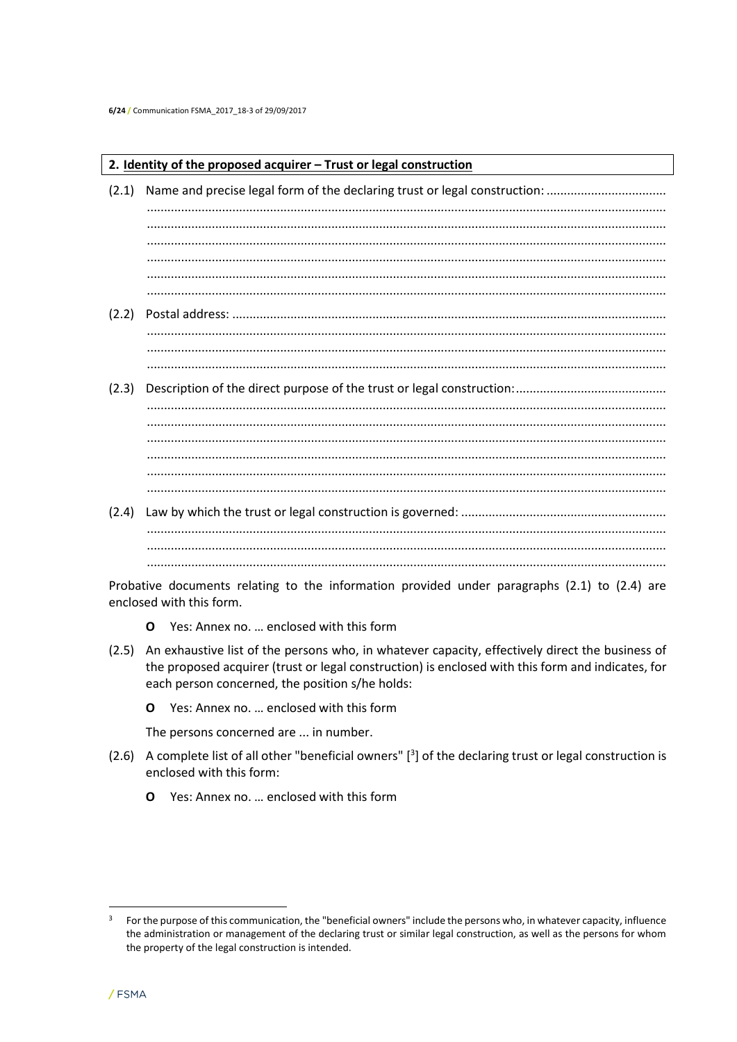## 2. Identity of the proposed acquirer – Trust or legal construction

(2.1) Name and precise legal form of the declaring trust or legal construction: ..................................
.....................................................................................................................................................
.....................................................................................................................................................
.....................................................................................................................................................
.....................................................................................................................................................
.....................................................................................................................................................
.....................................................................................................................................................

(2.2) Postal address: .............................................................................................................................
.....................................................................................................................................................
.....................................................................................................................................................
.....................................................................................................................................................

(2.3) Description of the direct purpose of the trust or legal construction: ...........................................
.....................................................................................................................................................
.....................................................................................................................................................
.....................................................................................................................................................
.....................................................................................................................................................
.....................................................................................................................................................
.....................................................................................................................................................

(2.4) Law by which the trust or legal construction is governed: ..........................................................
.....................................................................................................................................................
.....................................................................................................................................................
.....................................................................................................................................................

Probative documents relating to the information provided under paragraphs (2.1) to (2.4) are enclosed with this form.

- O Yes: Annex no. … enclosed with this form

(2.5) An exhaustive list of the persons who, in whatever capacity, effectively direct the business of the proposed acquirer (trust or legal construction) is enclosed with this form and indicates, for each person concerned, the position s/he holds:

- O Yes: Annex no. … enclosed with this form

The persons concerned are ... in number.

(2.6) A complete list of all other "beneficial owners" [3] of the declaring trust or legal construction is enclosed with this form:

- O Yes: Annex no. … enclosed with this form

---

[3] For the purpose of this communication, the "beneficial owners" include the persons who, in whatever capacity, influence the administration or management of the declaring trust or similar legal construction, as well as the persons for whom the property of the legal construction is intended.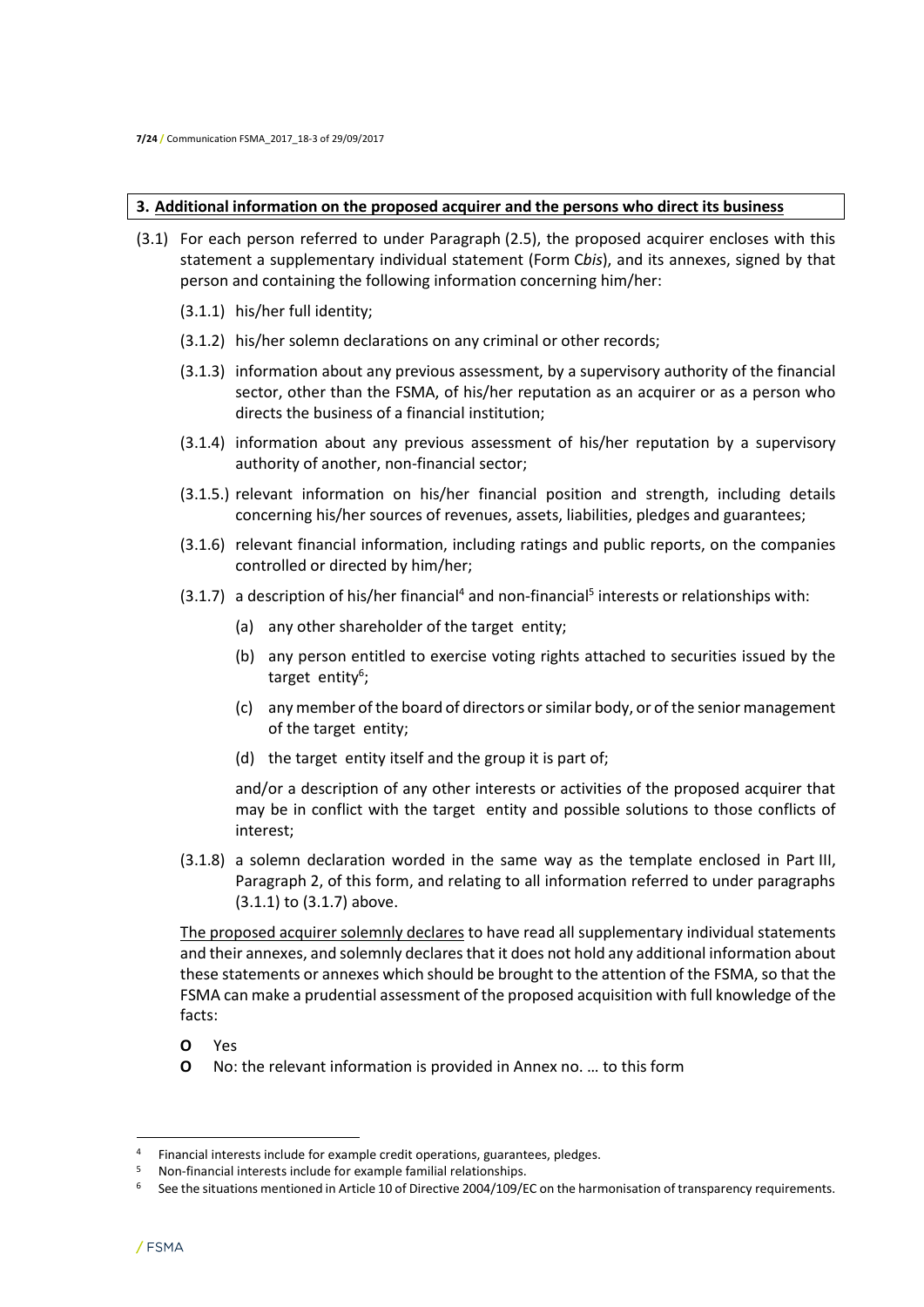## 3. Additional information on the proposed acquirer and the persons who direct its business

(3.1) For each person referred to under Paragraph (2.5), the proposed acquirer encloses with this statement a supplementary individual statement (Form C*bis*), and its annexes, signed by that person and containing the following information concerning him/her:

(3.1.1) his/her full identity;

(3.1.2) his/her solemn declarations on any criminal or other records;

(3.1.3) information about any previous assessment, by a supervisory authority of the financial sector, other than the FSMA, of his/her reputation as an acquirer or as a person who directs the business of a financial institution;

(3.1.4) information about any previous assessment of his/her reputation by a supervisory authority of another, non-financial sector;

(3.1.5.) relevant information on his/her financial position and strength, including details concerning his/her sources of revenues, assets, liabilities, pledges and guarantees;

(3.1.6) relevant financial information, including ratings and public reports, on the companies controlled or directed by him/her;

(3.1.7) a description of his/her financial[4] and non-financial[5] interests or relationships with:

- (a) any other shareholder of the target entity;
- (b) any person entitled to exercise voting rights attached to securities issued by the target entity[6];
- (c) any member of the board of directors or similar body, or of the senior management of the target entity;
- (d) the target entity itself and the group it is part of;

and/or a description of any other interests or activities of the proposed acquirer that may be in conflict with the target entity and possible solutions to those conflicts of interest;

(3.1.8) a solemn declaration worded in the same way as the template enclosed in Part III, Paragraph 2, of this form, and relating to all information referred to under paragraphs (3.1.1) to (3.1.7) above.

<u>The proposed acquirer solemnly declares</u> to have read all supplementary individual statements and their annexes, and solemnly declares that it does not hold any additional information about these statements or annexes which should be brought to the attention of the FSMA, so that the FSMA can make a prudential assessment of the proposed acquisition with full knowledge of the facts:

**O** Yes

**O** No: the relevant information is provided in Annex no. … to this form

---

[4] Financial interests include for example credit operations, guarantees, pledges.

[5] Non-financial interests include for example familial relationships.

[6] See the situations mentioned in Article 10 of Directive 2004/109/EC on the harmonisation of transparency requirements.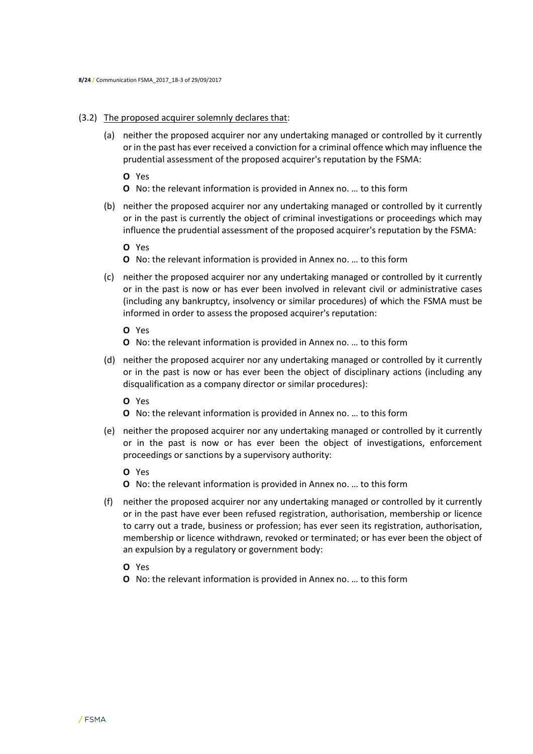(3.2) <u>The proposed acquirer solemnly declares that</u>:

(a) neither the proposed acquirer nor any undertaking managed or controlled by it currently or in the past has ever received a conviction for a criminal offence which may influence the prudential assessment of the proposed acquirer's reputation by the FSMA:

**O** Yes
**O** No: the relevant information is provided in Annex no. … to this form

(b) neither the proposed acquirer nor any undertaking managed or controlled by it currently or in the past is currently the object of criminal investigations or proceedings which may influence the prudential assessment of the proposed acquirer's reputation by the FSMA:

**O** Yes
**O** No: the relevant information is provided in Annex no. … to this form

(c) neither the proposed acquirer nor any undertaking managed or controlled by it currently or in the past is now or has ever been involved in relevant civil or administrative cases (including any bankruptcy, insolvency or similar procedures) of which the FSMA must be informed in order to assess the proposed acquirer's reputation:

**O** Yes
**O** No: the relevant information is provided in Annex no. … to this form

(d) neither the proposed acquirer nor any undertaking managed or controlled by it currently or in the past is now or has ever been the object of disciplinary actions (including any disqualification as a company director or similar procedures):

**O** Yes
**O** No: the relevant information is provided in Annex no. … to this form

(e) neither the proposed acquirer nor any undertaking managed or controlled by it currently or in the past is now or has ever been the object of investigations, enforcement proceedings or sanctions by a supervisory authority:

**O** Yes
**O** No: the relevant information is provided in Annex no. … to this form

(f) neither the proposed acquirer nor any undertaking managed or controlled by it currently or in the past have ever been refused registration, authorisation, membership or licence to carry out a trade, business or profession; has ever seen its registration, authorisation, membership or licence withdrawn, revoked or terminated; or has ever been the object of an expulsion by a regulatory or government body:

**O** Yes
**O** No: the relevant information is provided in Annex no. … to this form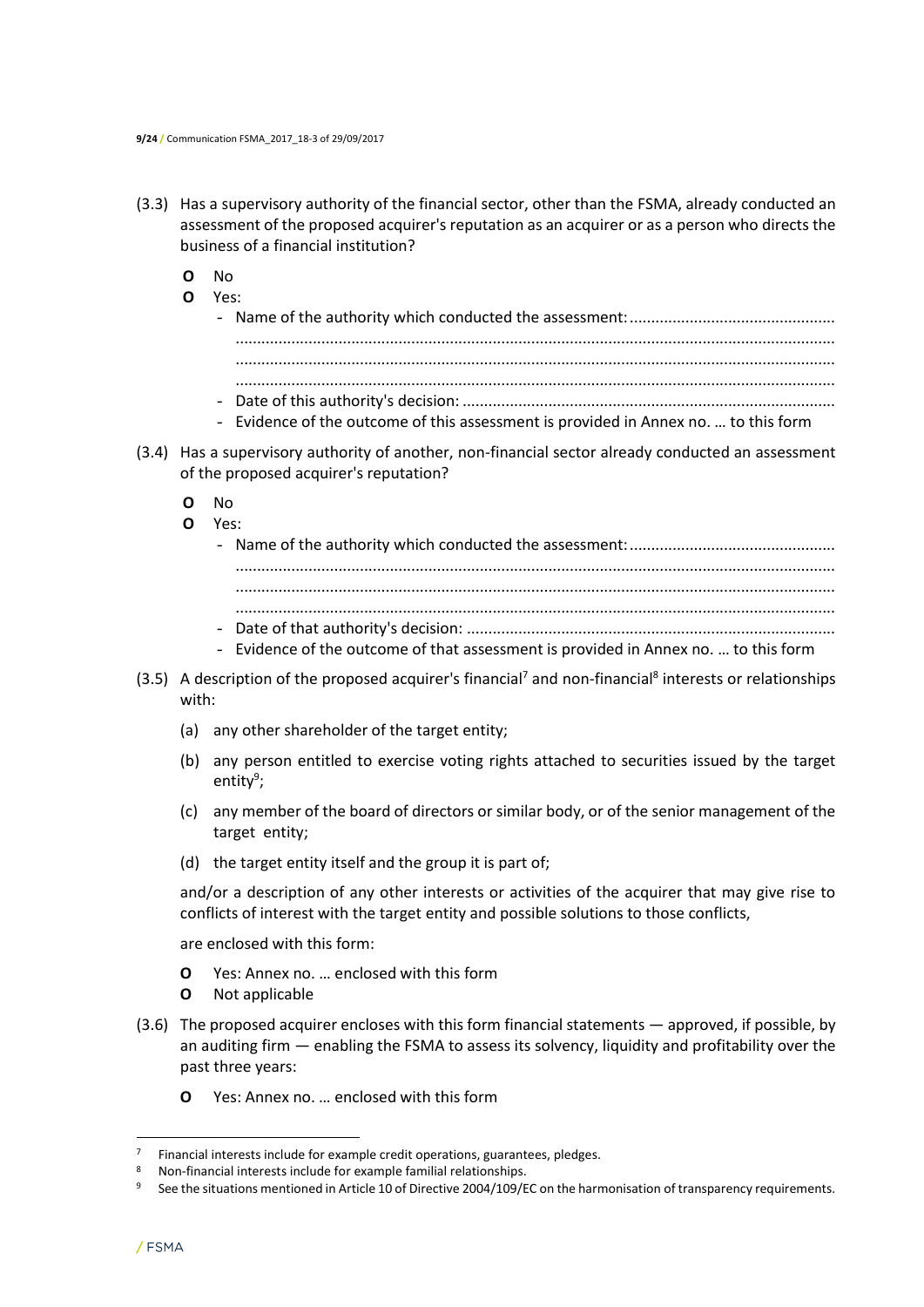(3.3) Has a supervisory authority of the financial sector, other than the FSMA, already conducted an assessment of the proposed acquirer's reputation as an acquirer or as a person who directs the business of a financial institution?

- **O** No
- **O** Yes:
  - Name of the authority which conducted the assessment: ................................................
    ..........................................................................................................................................
    ..........................................................................................................................................
    ..........................................................................................................................................
  - Date of this authority's decision: ......................................................................................
  - Evidence of the outcome of this assessment is provided in Annex no. … to this form

(3.4) Has a supervisory authority of another, non-financial sector already conducted an assessment of the proposed acquirer's reputation?

- **O** No
- **O** Yes:
  - Name of the authority which conducted the assessment: ................................................
    ..........................................................................................................................................
    ..........................................................................................................................................
    ..........................................................................................................................................
  - Date of that authority's decision: ......................................................................................
  - Evidence of the outcome of that assessment is provided in Annex no. … to this form

(3.5) A description of the proposed acquirer's financial[7] and non-financial[8] interests or relationships with:

(a) any other shareholder of the target entity;

(b) any person entitled to exercise voting rights attached to securities issued by the target entity[9];

(c) any member of the board of directors or similar body, or of the senior management of the target entity;

(d) the target entity itself and the group it is part of;

and/or a description of any other interests or activities of the acquirer that may give rise to conflicts of interest with the target entity and possible solutions to those conflicts,

are enclosed with this form:

- **O** Yes: Annex no. … enclosed with this form
- **O** Not applicable

(3.6) The proposed acquirer encloses with this form financial statements — approved, if possible, by an auditing firm — enabling the FSMA to assess its solvency, liquidity and profitability over the past three years:

- **O** Yes: Annex no. … enclosed with this form

---

[7] Financial interests include for example credit operations, guarantees, pledges.

[8] Non-financial interests include for example familial relationships.

[9] See the situations mentioned in Article 10 of Directive 2004/109/EC on the harmonisation of transparency requirements.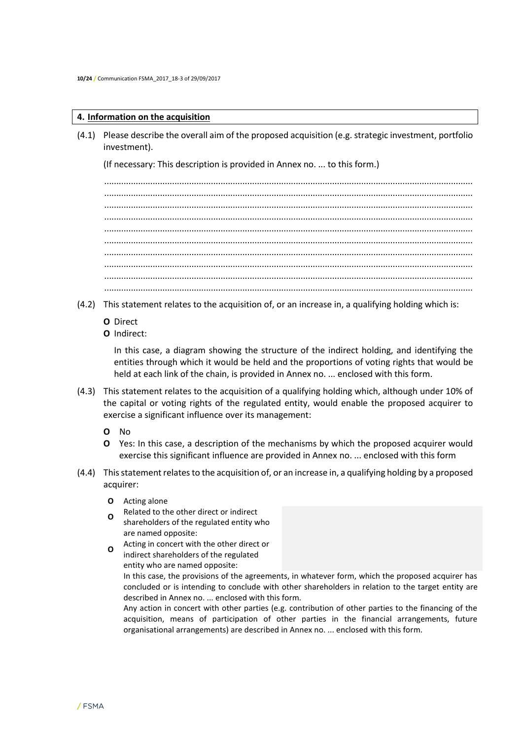## 4. Information on the acquisition

(4.1) Please describe the overall aim of the proposed acquisition (e.g. strategic investment, portfolio investment).

(If necessary: This description is provided in Annex no. ... to this form.)

....................................................................................................................................................
....................................................................................................................................................
....................................................................................................................................................
....................................................................................................................................................
....................................................................................................................................................
....................................................................................................................................................
....................................................................................................................................................
....................................................................................................................................................
....................................................................................................................................................
....................................................................................................................................................

(4.2) This statement relates to the acquisition of, or an increase in, a qualifying holding which is:

- **O** Direct
- **O** Indirect:

  In this case, a diagram showing the structure of the indirect holding, and identifying the entities through which it would be held and the proportions of voting rights that would be held at each link of the chain, is provided in Annex no. ... enclosed with this form.

(4.3) This statement relates to the acquisition of a qualifying holding which, although under 10% of the capital or voting rights of the regulated entity, would enable the proposed acquirer to exercise a significant influence over its management:

- **O** No
- **O** Yes: In this case, a description of the mechanisms by which the proposed acquirer would exercise this significant influence are provided in Annex no. ... enclosed with this form

(4.4) This statement relates to the acquisition of, or an increase in, a qualifying holding by a proposed acquirer:

- **O** Acting alone
- **O** Related to the other direct or indirect shareholders of the regulated entity who are named opposite:
- **O** Acting in concert with the other direct or indirect shareholders of the regulated entity who are named opposite:

  In this case, the provisions of the agreements, in whatever form, which the proposed acquirer has concluded or is intending to conclude with other shareholders in relation to the target entity are described in Annex no. ... enclosed with this form.

  Any action in concert with other parties (e.g. contribution of other parties to the financing of the acquisition, means of participation of other parties in the financial arrangements, future organisational arrangements) are described in Annex no. ... enclosed with this form.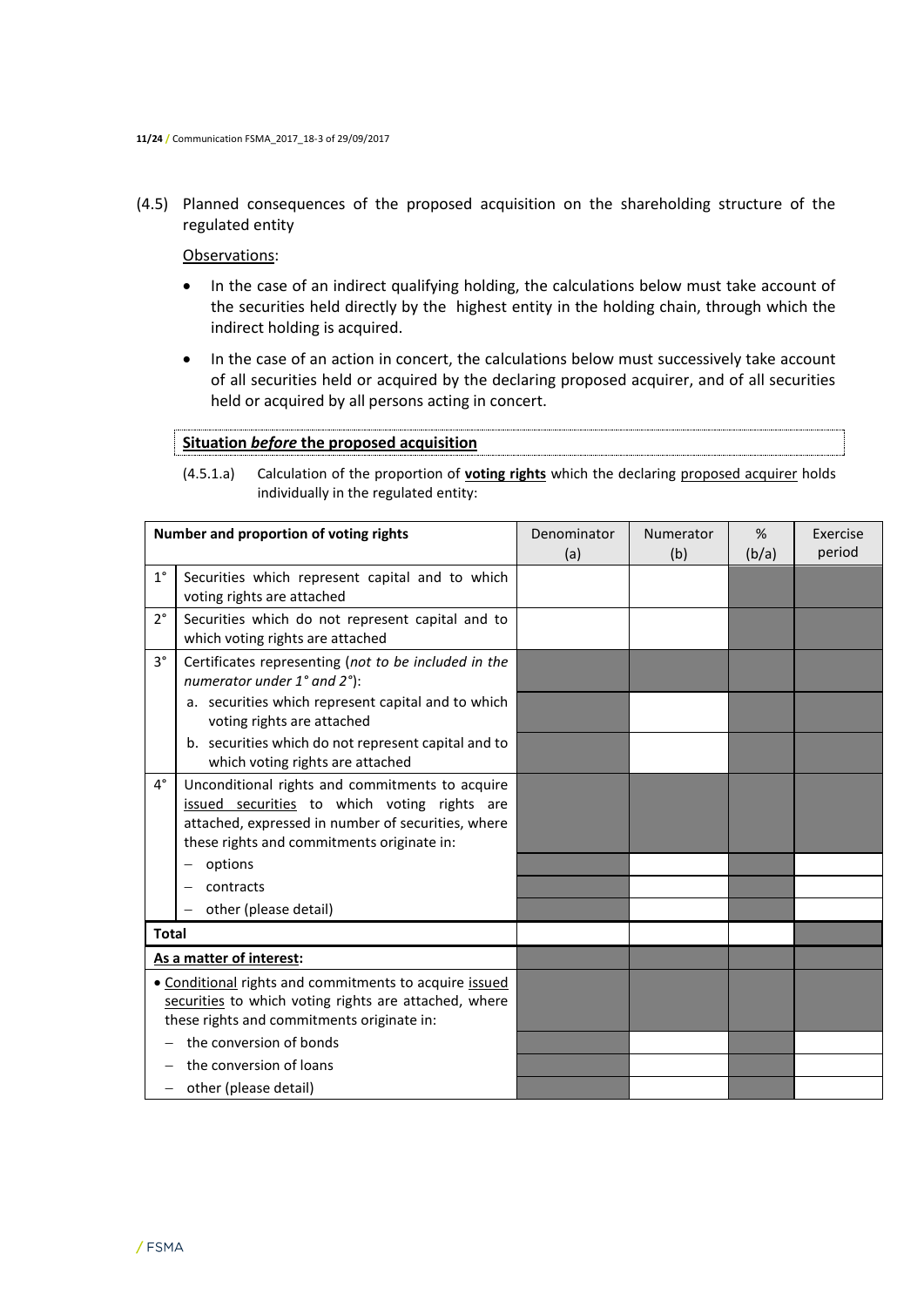(4.5) Planned consequences of the proposed acquisition on the shareholding structure of the regulated entity

Observations:

- In the case of an indirect qualifying holding, the calculations below must take account of the securities held directly by the highest entity in the holding chain, through which the indirect holding is acquired.
- In the case of an action in concert, the calculations below must successively take account of all securities held or acquired by the declaring proposed acquirer, and of all securities held or acquired by all persons acting in concert.

**Situation *before* the proposed acquisition**

(4.5.1.a) Calculation of the proportion of **voting rights** which the declaring proposed acquirer holds individually in the regulated entity:

| Number and proportion of voting rights | | Denominator (a) | Numerator (b) | % (b/a) | Exercise period |
|---|---|---|---|---|---|
| 1° | Securities which represent capital and to which voting rights are attached | | | | |
| 2° | Securities which do not represent capital and to which voting rights are attached | | | | |
| 3° | Certificates representing (*not to be included in the numerator under 1° and 2°*): | | | | |
| | a. securities which represent capital and to which voting rights are attached | | | | |
| | b. securities which do not represent capital and to which voting rights are attached | | | | |
| 4° | Unconditional rights and commitments to acquire issued securities to which voting rights are attached, expressed in number of securities, where these rights and commitments originate in: | | | | |
| | – options | | | | |
| | – contracts | | | | |
| | – other (please detail) | | | | |
| **Total** | | | | | |
| **As a matter of interest:** | | | | | |
| • Conditional rights and commitments to acquire issued securities to which voting rights are attached, where these rights and commitments originate in: | | | | | |
| – the conversion of bonds | | | | | |
| – the conversion of loans | | | | | |
| – other (please detail) | | | | | |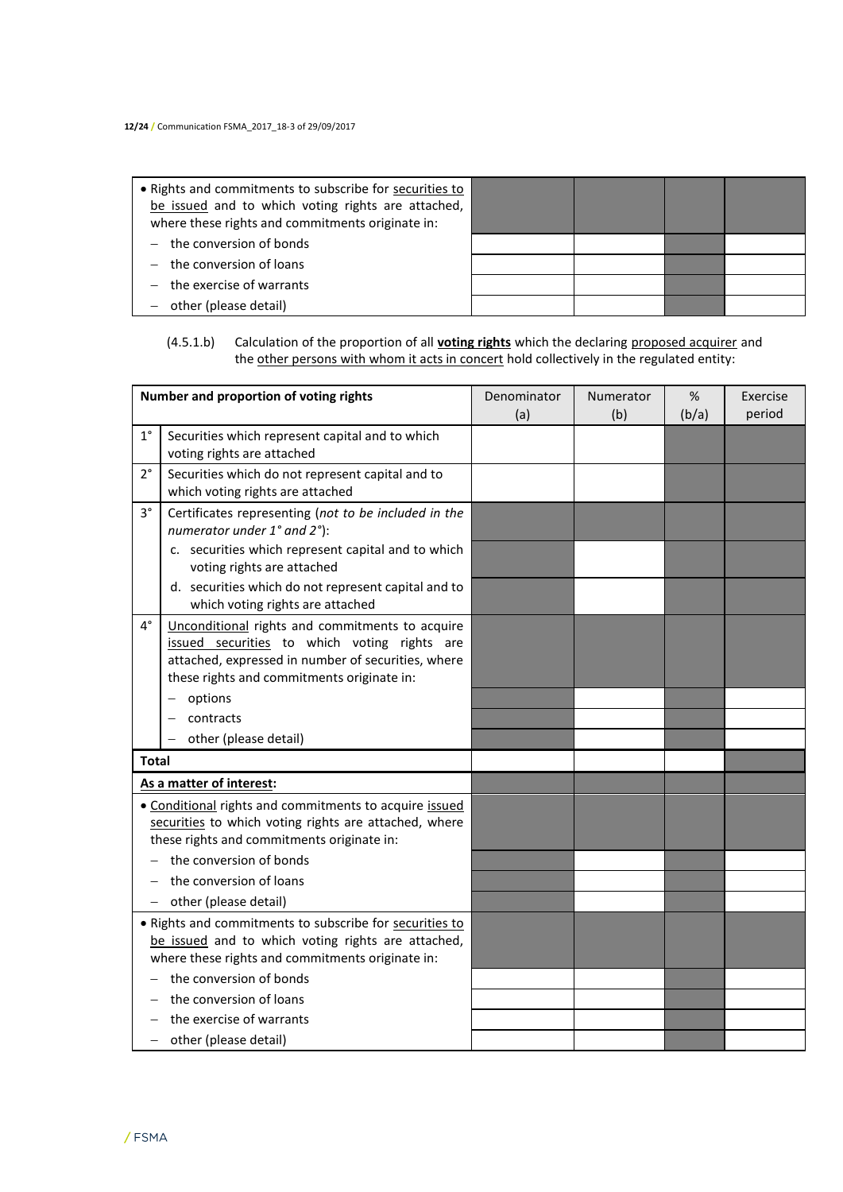| | | | | |
|---|---|---|---|---|
| • Rights and commitments to subscribe for securities to be issued and to which voting rights are attached, where these rights and commitments originate in: | | | | |
| – the conversion of bonds | | | | |
| – the conversion of loans | | | | |
| – the exercise of warrants | | | | |
| – other (please detail) | | | | |

(4.5.1.b) Calculation of the proportion of all **voting rights** which the declaring proposed acquirer and the other persons with whom it acts in concert hold collectively in the regulated entity:

| Number and proportion of voting rights | | Denominator (a) | Numerator (b) | % (b/a) | Exercise period |
|---|---|---|---|---|---|
| 1° | Securities which represent capital and to which voting rights are attached | | | | |
| 2° | Securities which do not represent capital and to which voting rights are attached | | | | |
| 3° | Certificates representing (*not to be included in the numerator under 1° and 2°*): | | | | |
| | c. securities which represent capital and to which voting rights are attached | | | | |
| | d. securities which do not represent capital and to which voting rights are attached | | | | |
| 4° | Unconditional rights and commitments to acquire issued securities to which voting rights are attached, expressed in number of securities, where these rights and commitments originate in: | | | | |
| | – options | | | | |
| | – contracts | | | | |
| | – other (please detail) | | | | |
| **Total** | | | | | |
| **As a matter of interest:** | | | | | |
| • Conditional rights and commitments to acquire issued securities to which voting rights are attached, where these rights and commitments originate in: | | | | | |
| – the conversion of bonds | | | | | |
| – the conversion of loans | | | | | |
| – other (please detail) | | | | | |
| • Rights and commitments to subscribe for securities to be issued and to which voting rights are attached, where these rights and commitments originate in: | | | | | |
| – the conversion of bonds | | | | | |
| – the conversion of loans | | | | | |
| – the exercise of warrants | | | | | |
| – other (please detail) | | | | | |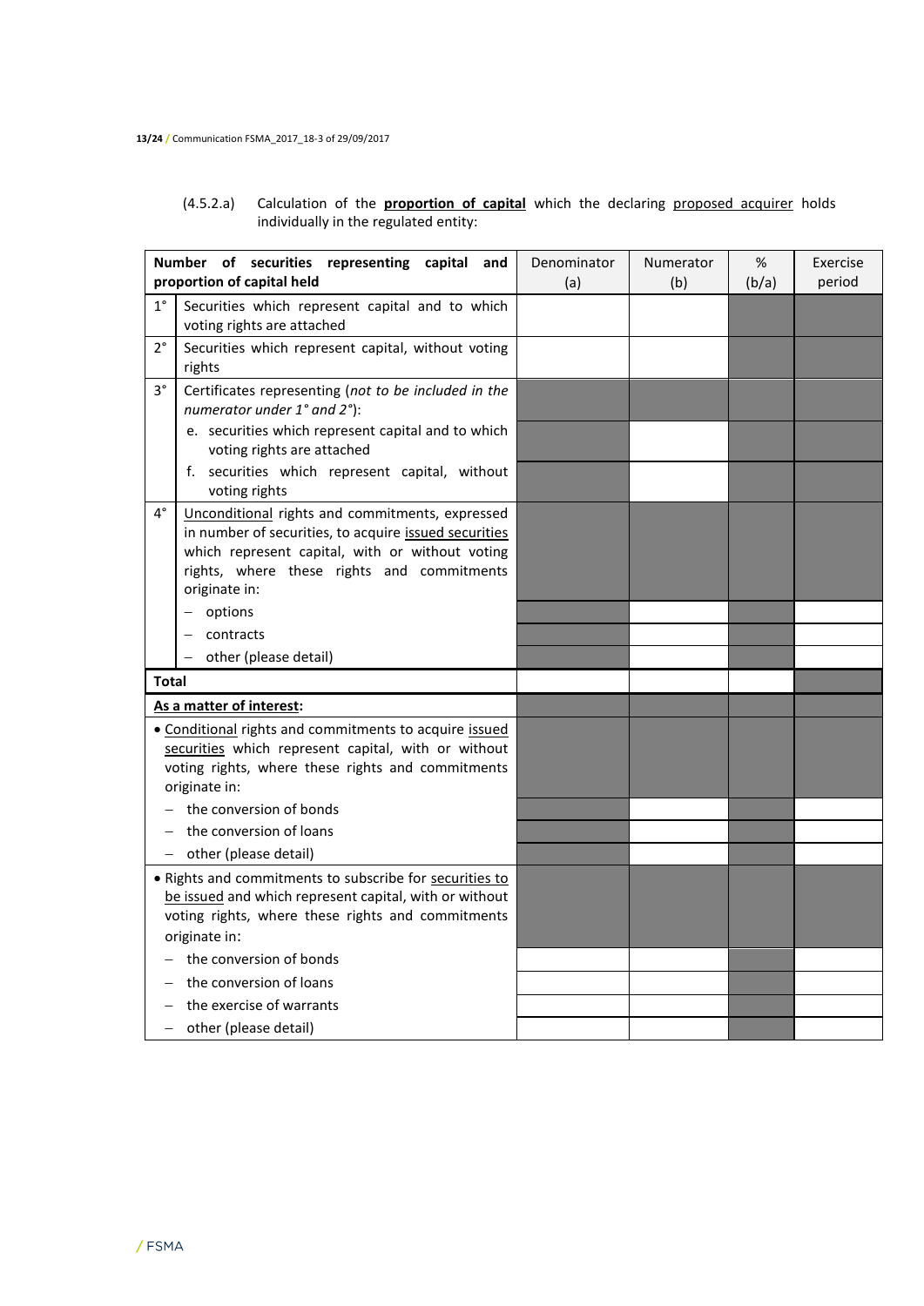(4.5.2.a) Calculation of the **proportion of capital** which the declaring proposed acquirer holds individually in the regulated entity:

| **Number of securities representing capital and proportion of capital held** | | Denominator (a) | Numerator (b) | % (b/a) | Exercise period |
|---|---|---|---|---|---|
| 1° | Securities which represent capital and to which voting rights are attached | | | | |
| 2° | Securities which represent capital, without voting rights | | | | |
| 3° | Certificates representing (*not to be included in the numerator under 1° and 2°*): | | | | |
| | e. securities which represent capital and to which voting rights are attached | | | | |
| | f. securities which represent capital, without voting rights | | | | |
| 4° | Unconditional rights and commitments, expressed in number of securities, to acquire issued securities which represent capital, with or without voting rights, where these rights and commitments originate in: | | | | |
| | – options | | | | |
| | – contracts | | | | |
| | – other (please detail) | | | | |
| **Total** | | | | | |
| **As a matter of interest:** | | | | | |
| • Conditional rights and commitments to acquire issued securities which represent capital, with or without voting rights, where these rights and commitments originate in: | | | | | |
| – the conversion of bonds | | | | | |
| – the conversion of loans | | | | | |
| – other (please detail) | | | | | |
| • Rights and commitments to subscribe for securities to be issued and which represent capital, with or without voting rights, where these rights and commitments originate in: | | | | | |
| – the conversion of bonds | | | | | |
| – the conversion of loans | | | | | |
| – the exercise of warrants | | | | | |
| – other (please detail) | | | | | |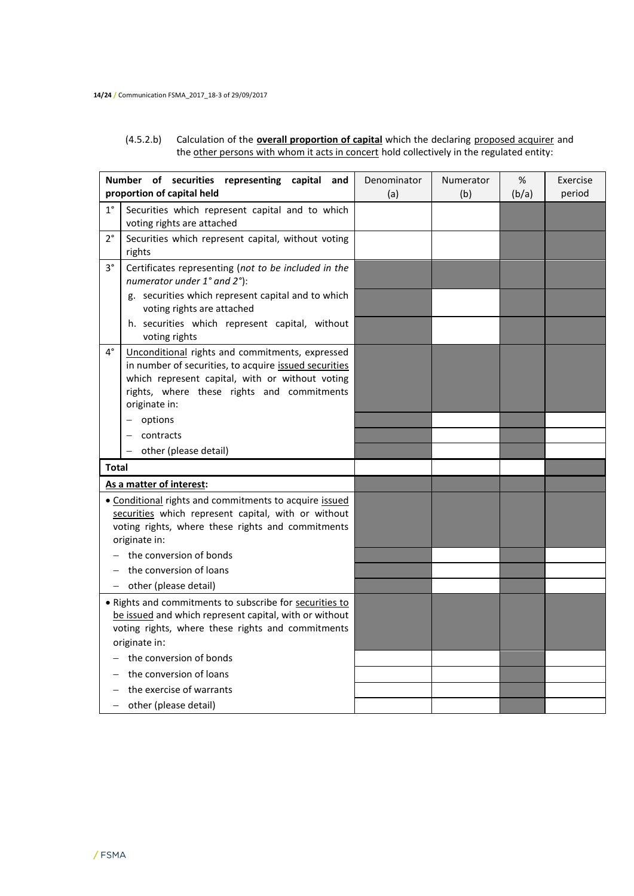(4.5.2.b) Calculation of the **overall proportion of capital** which the declaring proposed acquirer and the other persons with whom it acts in concert hold collectively in the regulated entity:

| Number of securities representing capital and proportion of capital held | | Denominator (a) | Numerator (b) | % (b/a) | Exercise period |
|---|---|---|---|---|---|
| 1° | Securities which represent capital and to which voting rights are attached | | | | |
| 2° | Securities which represent capital, without voting rights | | | | |
| 3° | Certificates representing (*not to be included in the numerator under 1° and 2°*): | | | | |
| | g. securities which represent capital and to which voting rights are attached | | | | |
| | h. securities which represent capital, without voting rights | | | | |
| 4° | Unconditional rights and commitments, expressed in number of securities, to acquire issued securities which represent capital, with or without voting rights, where these rights and commitments originate in: | | | | |
| | – options | | | | |
| | – contracts | | | | |
| | – other (please detail) | | | | |
| **Total** | | | | | |
| **As a matter of interest:** | | | | | |
| • Conditional rights and commitments to acquire issued securities which represent capital, with or without voting rights, where these rights and commitments originate in: | | | | | |
| – the conversion of bonds | | | | | |
| – the conversion of loans | | | | | |
| – other (please detail) | | | | | |
| • Rights and commitments to subscribe for securities to be issued and which represent capital, with or without voting rights, where these rights and commitments originate in: | | | | | |
| – the conversion of bonds | | | | | |
| – the conversion of loans | | | | | |
| – the exercise of warrants | | | | | |
| – other (please detail) | | | | | |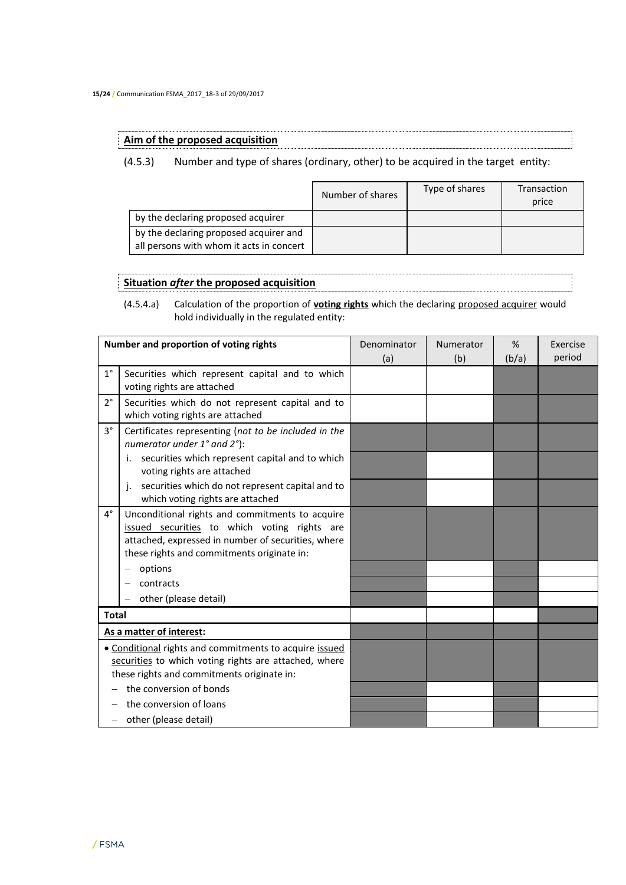**Aim of the proposed acquisition**

(4.5.3) Number and type of shares (ordinary, other) to be acquired in the target entity:

| | Number of shares | Type of shares | Transaction price |
|---|---|---|---|
| by the declaring proposed acquirer | | | |
| by the declaring proposed acquirer and all persons with whom it acts in concert | | | |

**Situation *after* the proposed acquisition**

(4.5.4.a) Calculation of the proportion of **voting rights** which the declaring proposed acquirer would hold individually in the regulated entity:

| Number and proportion of voting rights | | Denominator (a) | Numerator (b) | % (b/a) | Exercise period |
|---|---|---|---|---|---|
| 1° | Securities which represent capital and to which voting rights are attached | | | | |
| 2° | Securities which do not represent capital and to which voting rights are attached | | | | |
| 3° | Certificates representing (*not to be included in the numerator under 1° and 2°*): | | | | |
| | i. securities which represent capital and to which voting rights are attached | | | | |
| | j. securities which do not represent capital and to which voting rights are attached | | | | |
| 4° | Unconditional rights and commitments to acquire issued securities to which voting rights are attached, expressed in number of securities, where these rights and commitments originate in: | | | | |
| | – options | | | | |
| | – contracts | | | | |
| | – other (please detail) | | | | |
| **Total** | | | | | |
| **As a matter of interest:** | | | | | |
| • Conditional rights and commitments to acquire issued securities to which voting rights are attached, where these rights and commitments originate in: | | | | | |
| – the conversion of bonds | | | | | |
| – the conversion of loans | | | | | |
| – other (please detail) | | | | | |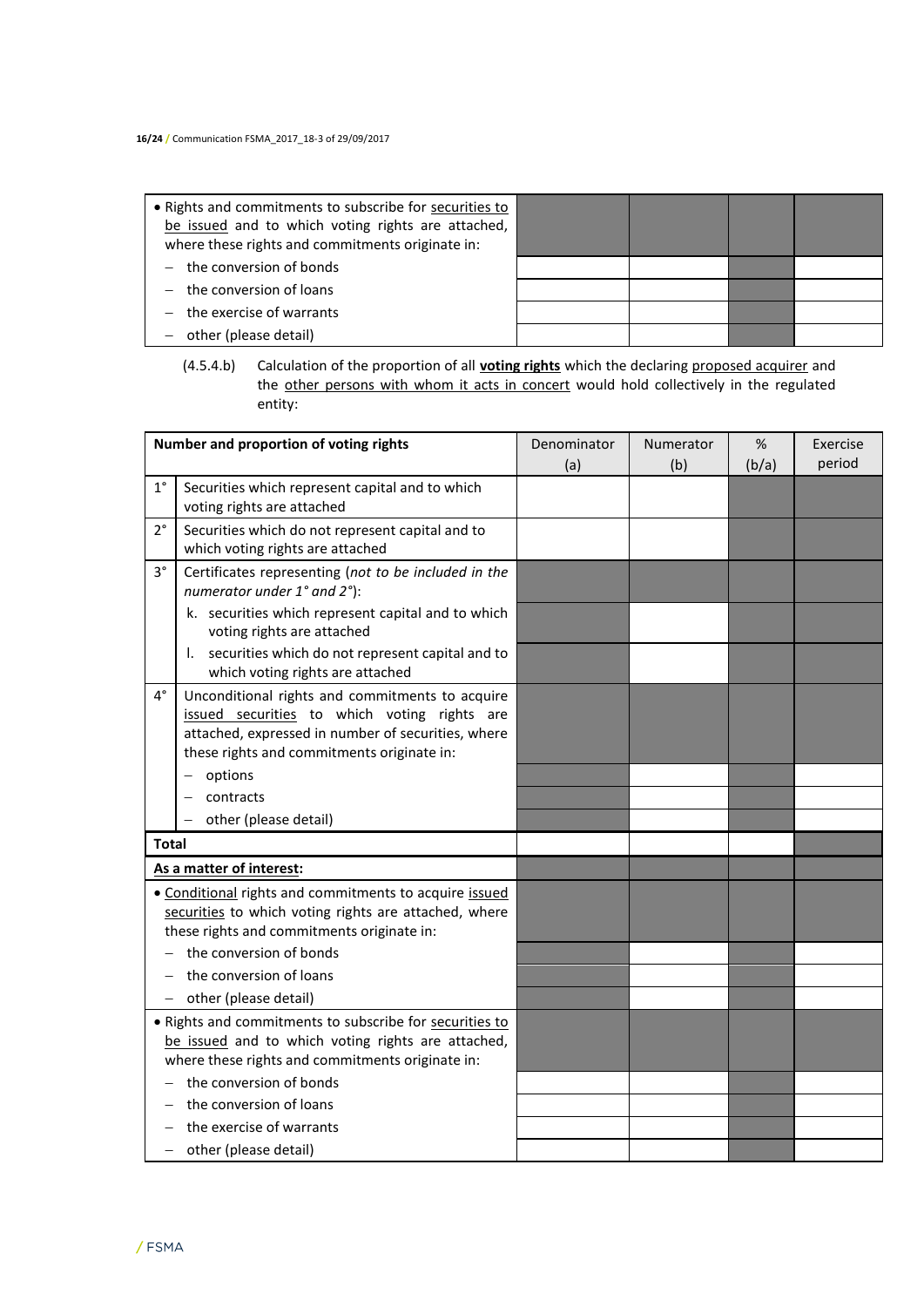| | | | | |
|---|---|---|---|---|
| • Rights and commitments to subscribe for securities to be issued and to which voting rights are attached, where these rights and commitments originate in: | | | | |
| – the conversion of bonds | | | | |
| – the conversion of loans | | | | |
| – the exercise of warrants | | | | |
| – other (please detail) | | | | |

(4.5.4.b) Calculation of the proportion of all **voting rights** which the declaring proposed acquirer and the other persons with whom it acts in concert would hold collectively in the regulated entity:

| Number and proportion of voting rights | | Denominator (a) | Numerator (b) | % (b/a) | Exercise period |
|---|---|---|---|---|---|
| 1° | Securities which represent capital and to which voting rights are attached | | | | |
| 2° | Securities which do not represent capital and to which voting rights are attached | | | | |
| 3° | Certificates representing (*not to be included in the numerator under 1° and 2°*): | | | | |
| | k. securities which represent capital and to which voting rights are attached | | | | |
| | l. securities which do not represent capital and to which voting rights are attached | | | | |
| 4° | Unconditional rights and commitments to acquire issued securities to which voting rights are attached, expressed in number of securities, where these rights and commitments originate in: | | | | |
| | – options | | | | |
| | – contracts | | | | |
| | – other (please detail) | | | | |
| **Total** | | | | | |
| **As a matter of interest:** | | | | | |
| • Conditional rights and commitments to acquire issued securities to which voting rights are attached, where these rights and commitments originate in: | | | | | |
| – the conversion of bonds | | | | | |
| – the conversion of loans | | | | | |
| – other (please detail) | | | | | |
| • Rights and commitments to subscribe for securities to be issued and to which voting rights are attached, where these rights and commitments originate in: | | | | | |
| – the conversion of bonds | | | | | |
| – the conversion of loans | | | | | |
| – the exercise of warrants | | | | | |
| – other (please detail) | | | | | |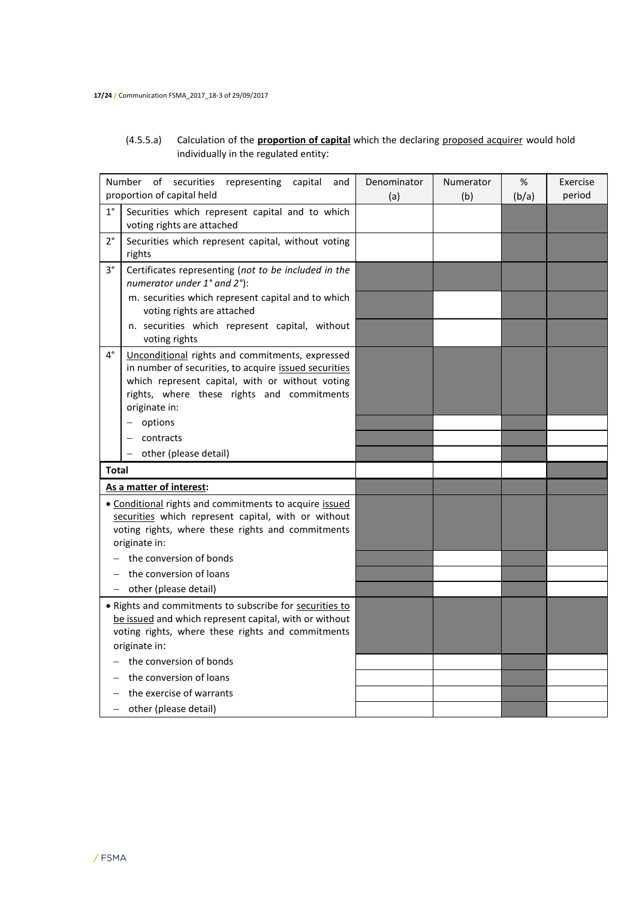(4.5.5.a) Calculation of the **proportion of capital** which the declaring proposed acquirer would hold individually in the regulated entity:

| Number of securities representing capital and proportion of capital held | | Denominator (a) | Numerator (b) | % (b/a) | Exercise period |
|---|---|---|---|---|---|
| 1° | Securities which represent capital and to which voting rights are attached | | | | |
| 2° | Securities which represent capital, without voting rights | | | | |
| 3° | Certificates representing (*not to be included in the numerator under 1° and 2°*): | | | | |
| | m. securities which represent capital and to which voting rights are attached | | | | |
| | n. securities which represent capital, without voting rights | | | | |
| 4° | Unconditional rights and commitments, expressed in number of securities, to acquire issued securities which represent capital, with or without voting rights, where these rights and commitments originate in: | | | | |
| | – options | | | | |
| | – contracts | | | | |
| | – other (please detail) | | | | |
| **Total** | | | | | |
| **As a matter of interest:** | | | | | |
| • Conditional rights and commitments to acquire issued securities which represent capital, with or without voting rights, where these rights and commitments originate in: | | | | | |
| – the conversion of bonds | | | | | |
| – the conversion of loans | | | | | |
| – other (please detail) | | | | | |
| • Rights and commitments to subscribe for securities to be issued and which represent capital, with or without voting rights, where these rights and commitments originate in: | | | | | |
| – the conversion of bonds | | | | | |
| – the conversion of loans | | | | | |
| – the exercise of warrants | | | | | |
| – other (please detail) | | | | | |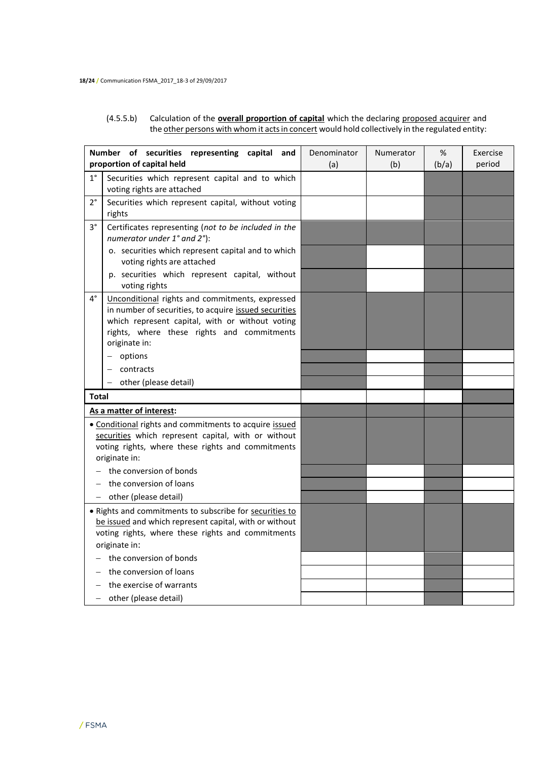(4.5.5.b) Calculation of the **overall proportion of capital** which the declaring proposed acquirer and the other persons with whom it acts in concert would hold collectively in the regulated entity:

| Number of securities representing capital and proportion of capital held | | Denominator (a) | Numerator (b) | % (b/a) | Exercise period |
|---|---|---|---|---|---|
| 1° | Securities which represent capital and to which voting rights are attached | | | | |
| 2° | Securities which represent capital, without voting rights | | | | |
| 3° | Certificates representing (*not to be included in the numerator under 1° and 2°*): | | | | |
| | o. securities which represent capital and to which voting rights are attached | | | | |
| | p. securities which represent capital, without voting rights | | | | |
| 4° | Unconditional rights and commitments, expressed in number of securities, to acquire issued securities which represent capital, with or without voting rights, where these rights and commitments originate in: | | | | |
| | – options | | | | |
| | – contracts | | | | |
| | – other (please detail) | | | | |
| **Total** | | | | | |
| **As a matter of interest:** | | | | | |
| • Conditional rights and commitments to acquire issued securities which represent capital, with or without voting rights, where these rights and commitments originate in: | | | | | |
| – the conversion of bonds | | | | | |
| – the conversion of loans | | | | | |
| – other (please detail) | | | | | |
| • Rights and commitments to subscribe for securities to be issued and which represent capital, with or without voting rights, where these rights and commitments originate in: | | | | | |
| – the conversion of bonds | | | | | |
| – the conversion of loans | | | | | |
| – the exercise of warrants | | | | | |
| – other (please detail) | | | | | |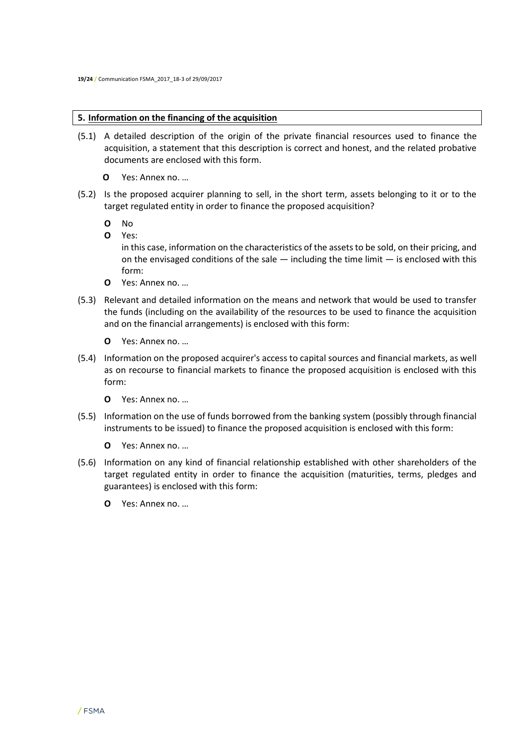## 5. Information on the financing of the acquisition

(5.1) A detailed description of the origin of the private financial resources used to finance the acquisition, a statement that this description is correct and honest, and the related probative documents are enclosed with this form.

- O Yes: Annex no. …

(5.2) Is the proposed acquirer planning to sell, in the short term, assets belonging to it or to the target regulated entity in order to finance the proposed acquisition?

- O No
- O Yes:
  in this case, information on the characteristics of the assets to be sold, on their pricing, and on the envisaged conditions of the sale — including the time limit — is enclosed with this form:
- O Yes: Annex no. …

(5.3) Relevant and detailed information on the means and network that would be used to transfer the funds (including on the availability of the resources to be used to finance the acquisition and on the financial arrangements) is enclosed with this form:

- O Yes: Annex no. …

(5.4) Information on the proposed acquirer's access to capital sources and financial markets, as well as on recourse to financial markets to finance the proposed acquisition is enclosed with this form:

- O Yes: Annex no. …

(5.5) Information on the use of funds borrowed from the banking system (possibly through financial instruments to be issued) to finance the proposed acquisition is enclosed with this form:

- O Yes: Annex no. …

(5.6) Information on any kind of financial relationship established with other shareholders of the target regulated entity in order to finance the acquisition (maturities, terms, pledges and guarantees) is enclosed with this form:

- O Yes: Annex no. …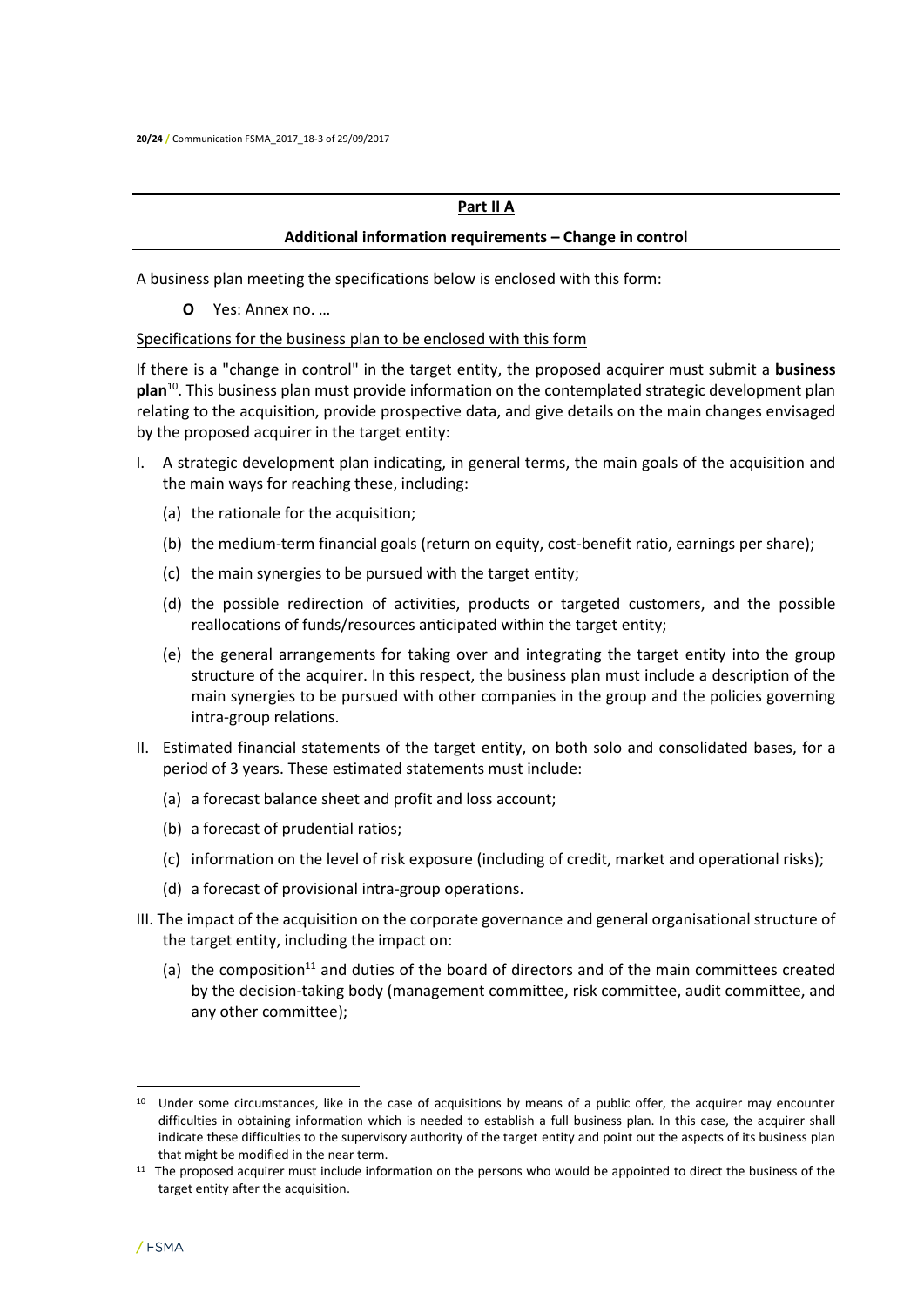**Part II A**

**Additional information requirements – Change in control**

A business plan meeting the specifications below is enclosed with this form:

- **O** Yes: Annex no. …

Specifications for the business plan to be enclosed with this form

If there is a "change in control" in the target entity, the proposed acquirer must submit a **business plan**[10]. This business plan must provide information on the contemplated strategic development plan relating to the acquisition, provide prospective data, and give details on the main changes envisaged by the proposed acquirer in the target entity:

I. A strategic development plan indicating, in general terms, the main goals of the acquisition and the main ways for reaching these, including:

   (a) the rationale for the acquisition;

   (b) the medium-term financial goals (return on equity, cost-benefit ratio, earnings per share);

   (c) the main synergies to be pursued with the target entity;

   (d) the possible redirection of activities, products or targeted customers, and the possible reallocations of funds/resources anticipated within the target entity;

   (e) the general arrangements for taking over and integrating the target entity into the group structure of the acquirer. In this respect, the business plan must include a description of the main synergies to be pursued with other companies in the group and the policies governing intra-group relations.

II. Estimated financial statements of the target entity, on both solo and consolidated bases, for a period of 3 years. These estimated statements must include:

   (a) a forecast balance sheet and profit and loss account;

   (b) a forecast of prudential ratios;

   (c) information on the level of risk exposure (including of credit, market and operational risks);

   (d) a forecast of provisional intra-group operations.

III. The impact of the acquisition on the corporate governance and general organisational structure of the target entity, including the impact on:

   (a) the composition[11] and duties of the board of directors and of the main committees created by the decision-taking body (management committee, risk committee, audit committee, and any other committee);

---

[10] Under some circumstances, like in the case of acquisitions by means of a public offer, the acquirer may encounter difficulties in obtaining information which is needed to establish a full business plan. In this case, the acquirer shall indicate these difficulties to the supervisory authority of the target entity and point out the aspects of its business plan that might be modified in the near term.

[11] The proposed acquirer must include information on the persons who would be appointed to direct the business of the target entity after the acquisition.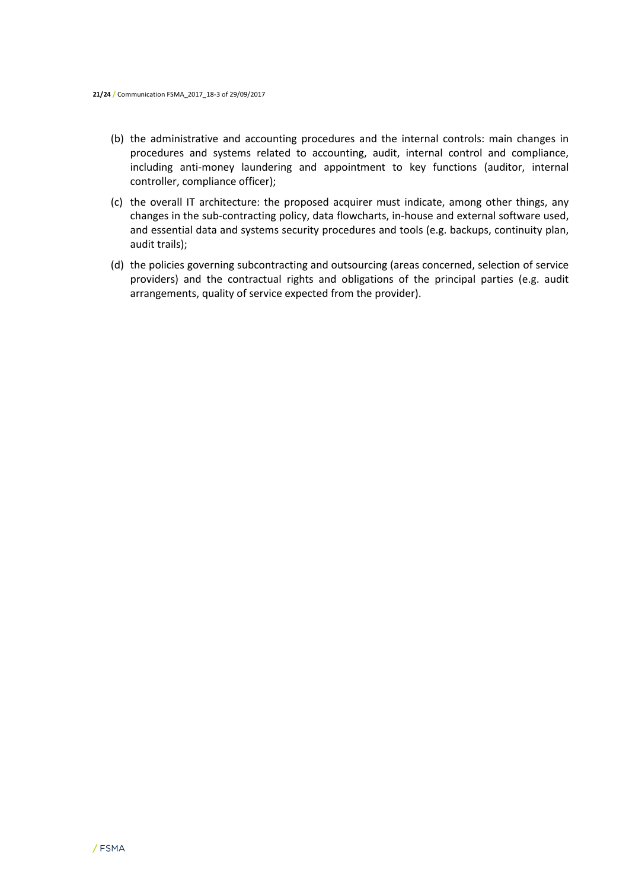(b) the administrative and accounting procedures and the internal controls: main changes in procedures and systems related to accounting, audit, internal control and compliance, including anti-money laundering and appointment to key functions (auditor, internal controller, compliance officer);

(c) the overall IT architecture: the proposed acquirer must indicate, among other things, any changes in the sub-contracting policy, data flowcharts, in-house and external software used, and essential data and systems security procedures and tools (e.g. backups, continuity plan, audit trails);

(d) the policies governing subcontracting and outsourcing (areas concerned, selection of service providers) and the contractual rights and obligations of the principal parties (e.g. audit arrangements, quality of service expected from the provider).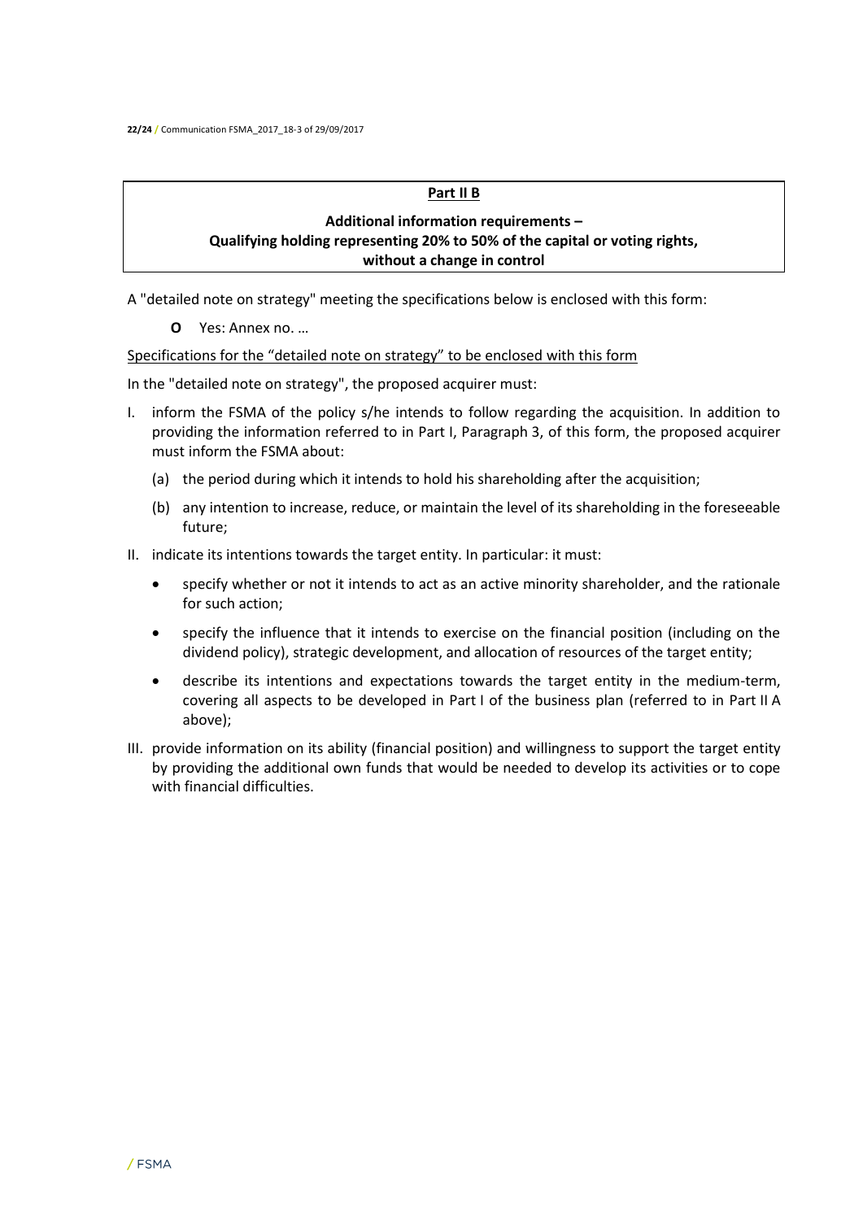**Part II B**

**Additional information requirements – Qualifying holding representing 20% to 50% of the capital or voting rights, without a change in control**

A "detailed note on strategy" meeting the specifications below is enclosed with this form:

- **O** Yes: Annex no. …

Specifications for the "detailed note on strategy" to be enclosed with this form

In the "detailed note on strategy", the proposed acquirer must:

I. inform the FSMA of the policy s/he intends to follow regarding the acquisition. In addition to providing the information referred to in Part I, Paragraph 3, of this form, the proposed acquirer must inform the FSMA about:

   (a) the period during which it intends to hold his shareholding after the acquisition;

   (b) any intention to increase, reduce, or maintain the level of its shareholding in the foreseeable future;

II. indicate its intentions towards the target entity. In particular: it must:

   - specify whether or not it intends to act as an active minority shareholder, and the rationale for such action;
   - specify the influence that it intends to exercise on the financial position (including on the dividend policy), strategic development, and allocation of resources of the target entity;
   - describe its intentions and expectations towards the target entity in the medium-term, covering all aspects to be developed in Part I of the business plan (referred to in Part II A above);

III. provide information on its ability (financial position) and willingness to support the target entity by providing the additional own funds that would be needed to develop its activities or to cope with financial difficulties.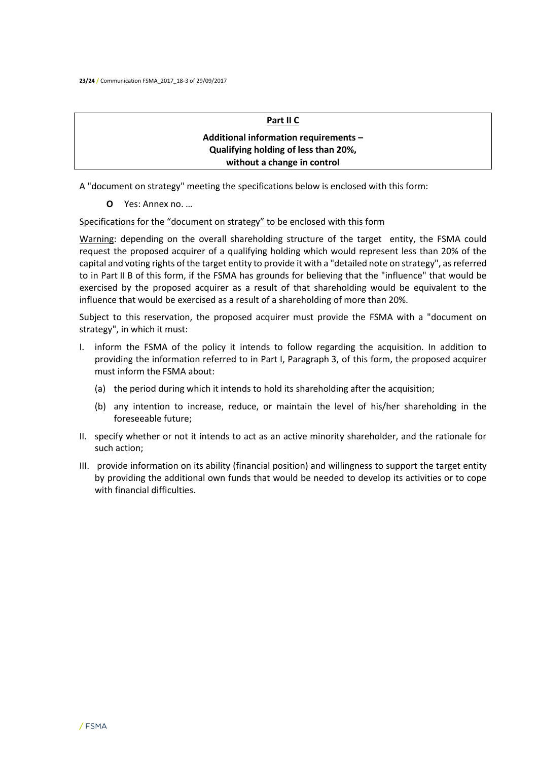**Part II C**

**Additional information requirements – Qualifying holding of less than 20%, without a change in control**

A "document on strategy" meeting the specifications below is enclosed with this form:

- **O** Yes: Annex no. …

Specifications for the "document on strategy" to be enclosed with this form

Warning: depending on the overall shareholding structure of the target entity, the FSMA could request the proposed acquirer of a qualifying holding which would represent less than 20% of the capital and voting rights of the target entity to provide it with a "detailed note on strategy", as referred to in Part II B of this form, if the FSMA has grounds for believing that the "influence" that would be exercised by the proposed acquirer as a result of that shareholding would be equivalent to the influence that would be exercised as a result of a shareholding of more than 20%.

Subject to this reservation, the proposed acquirer must provide the FSMA with a "document on strategy", in which it must:

I. inform the FSMA of the policy it intends to follow regarding the acquisition. In addition to providing the information referred to in Part I, Paragraph 3, of this form, the proposed acquirer must inform the FSMA about:
   - (a) the period during which it intends to hold its shareholding after the acquisition;
   - (b) any intention to increase, reduce, or maintain the level of his/her shareholding in the foreseeable future;

II. specify whether or not it intends to act as an active minority shareholder, and the rationale for such action;

III. provide information on its ability (financial position) and willingness to support the target entity by providing the additional own funds that would be needed to develop its activities or to cope with financial difficulties.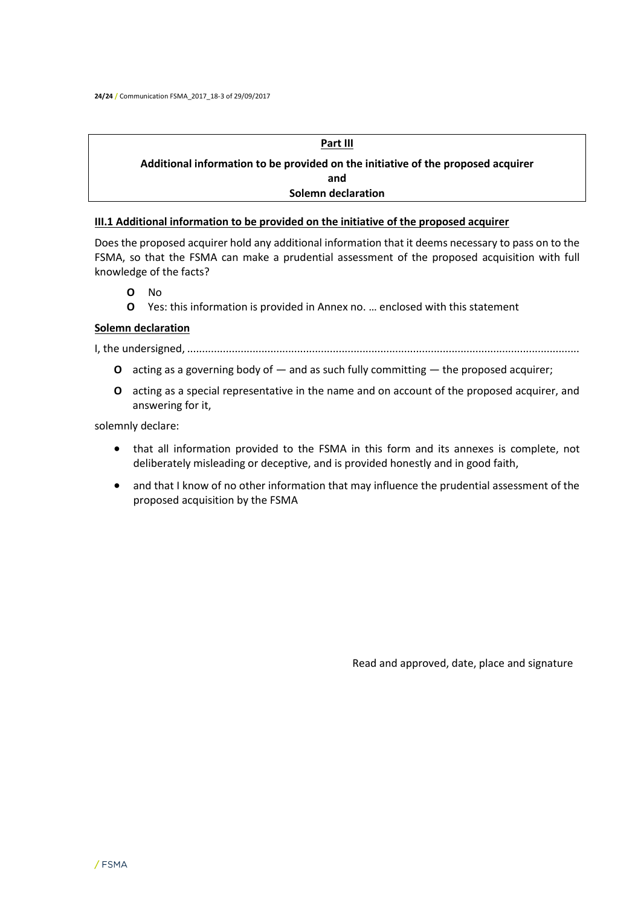**Part III**

**Additional information to be provided on the initiative of the proposed acquirer**

**and**

**Solemn declaration**

## III.1 Additional information to be provided on the initiative of the proposed acquirer

Does the proposed acquirer hold any additional information that it deems necessary to pass on to the FSMA, so that the FSMA can make a prudential assessment of the proposed acquisition with full knowledge of the facts?

- **O** No
- **O** Yes: this information is provided in Annex no. … enclosed with this statement

## Solemn declaration

I, the undersigned, ..................................................................................................................................

- **O** acting as a governing body of — and as such fully committing — the proposed acquirer;
- **O** acting as a special representative in the name and on account of the proposed acquirer, and answering for it,

solemnly declare:

- that all information provided to the FSMA in this form and its annexes is complete, not deliberately misleading or deceptive, and is provided honestly and in good faith,
- and that I know of no other information that may influence the prudential assessment of the proposed acquisition by the FSMA

Read and approved, date, place and signature